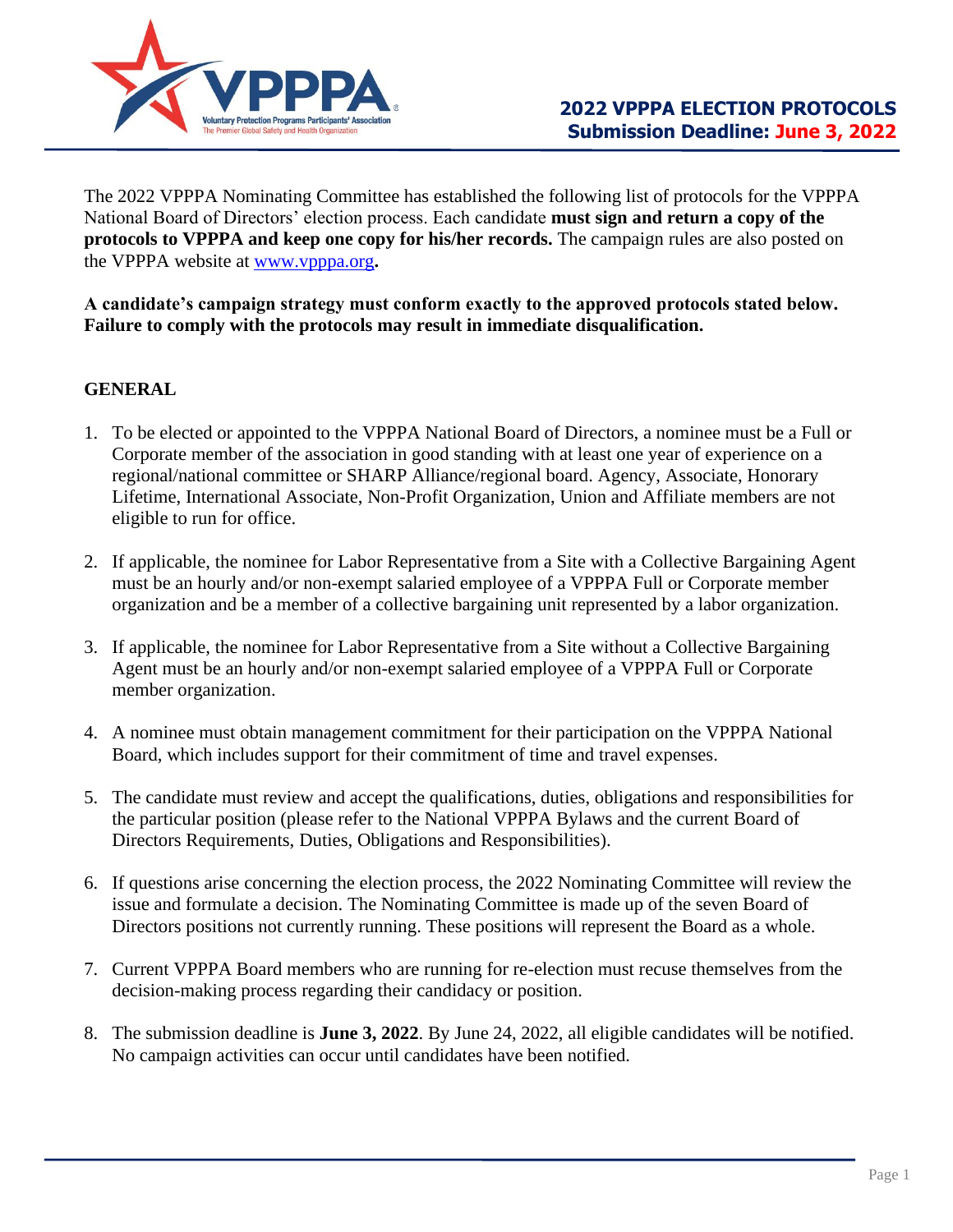# 2022 VPPPA ELECTION PROTOCOLS

**Submission Deadline: June 3, 2022**

The 2022 VPPPA Nominating Committee has established the following list of protocols for the VPPPA National Board of Directors' election process. Each candidate **must sign and return a copy of the protocols to VPPPA and keep one copy for his/her records.** The campaign rules are also posted on the VPPPA website at www.vpppa.org**.**

**A candidate's campaign strategy must conform exactly to the approved protocols stated below. Failure to comply with the protocols may result in immediate disqualification.**

## GENERAL

1. To be elected or appointed to the VPPPA National Board of Directors, a nominee must be a Full or Corporate member of the association in good standing with at least one year of experience on a regional/national committee or SHARP Alliance/regional board. Agency, Associate, Honorary Lifetime, International Associate, Non-Profit Organization, Union and Affiliate members are not eligible to run for office.

2. If applicable, the nominee for Labor Representative from a Site with a Collective Bargaining Agent must be an hourly and/or non-exempt salaried employee of a VPPPA Full or Corporate member organization and be a member of a collective bargaining unit represented by a labor organization.

3. If applicable, the nominee for Labor Representative from a Site without a Collective Bargaining Agent must be an hourly and/or non-exempt salaried employee of a VPPPA Full or Corporate member organization.

4. A nominee must obtain management commitment for their participation on the VPPPA National Board, which includes support for their commitment of time and travel expenses.

5. The candidate must review and accept the qualifications, duties, obligations and responsibilities for the particular position (please refer to the National VPPPA Bylaws and the current Board of Directors Requirements, Duties, Obligations and Responsibilities).

6. If questions arise concerning the election process, the 2022 Nominating Committee will review the issue and formulate a decision. The Nominating Committee is made up of the seven Board of Directors positions not currently running. These positions will represent the Board as a whole.

7. Current VPPPA Board members who are running for re-election must recuse themselves from the decision-making process regarding their candidacy or position.

8. The submission deadline is **June 3, 2022**. By June 24, 2022, all eligible candidates will be notified. No campaign activities can occur until candidates have been notified.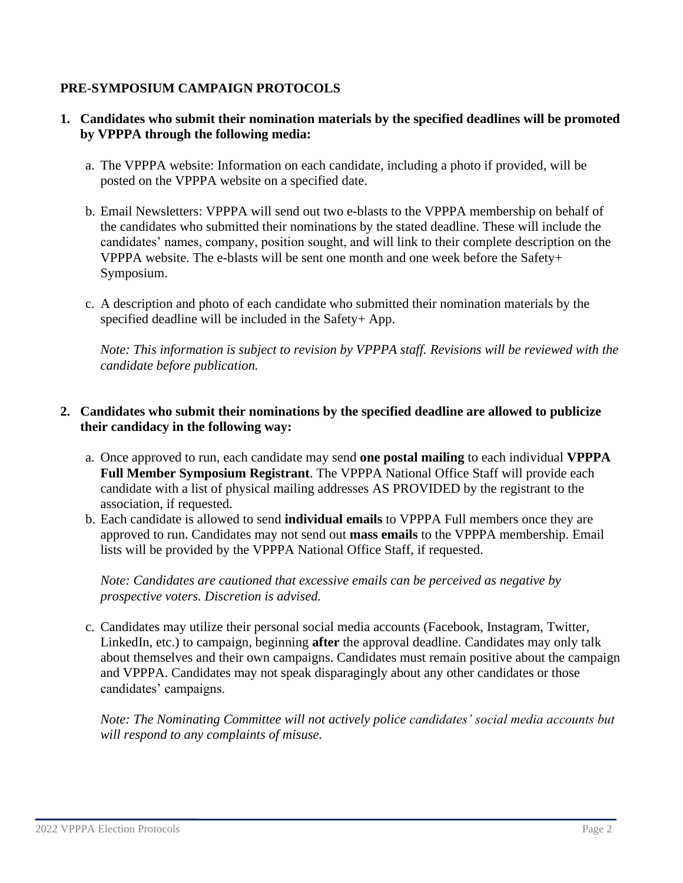## PRE-SYMPOSIUM CAMPAIGN PROTOCOLS

1. **Candidates who submit their nomination materials by the specified deadlines will be promoted by VPPPA through the following media:**

   a. The VPPPA website: Information on each candidate, including a photo if provided, will be posted on the VPPPA website on a specified date.

   b. Email Newsletters: VPPPA will send out two e-blasts to the VPPPA membership on behalf of the candidates who submitted their nominations by the stated deadline. These will include the candidates' names, company, position sought, and will link to their complete description on the VPPPA website. The e-blasts will be sent one month and one week before the Safety+ Symposium.

   c. A description and photo of each candidate who submitted their nomination materials by the specified deadline will be included in the Safety+ App.

   *Note: This information is subject to revision by VPPPA staff. Revisions will be reviewed with the candidate before publication.*

2. **Candidates who submit their nominations by the specified deadline are allowed to publicize their candidacy in the following way:**

   a. Once approved to run, each candidate may send **one postal mailing** to each individual **VPPPA Full Member Symposium Registrant**. The VPPPA National Office Staff will provide each candidate with a list of physical mailing addresses AS PROVIDED by the registrant to the association, if requested.

   b. Each candidate is allowed to send **individual emails** to VPPPA Full members once they are approved to run. Candidates may not send out **mass emails** to the VPPPA membership. Email lists will be provided by the VPPPA National Office Staff, if requested.

   *Note: Candidates are cautioned that excessive emails can be perceived as negative by prospective voters. Discretion is advised.*

   c. Candidates may utilize their personal social media accounts (Facebook, Instagram, Twitter, LinkedIn, etc.) to campaign, beginning **after** the approval deadline. Candidates may only talk about themselves and their own campaigns. Candidates must remain positive about the campaign and VPPPA. Candidates may not speak disparagingly about any other candidates or those candidates' campaigns.

   *Note: The Nominating Committee will not actively police candidates' social media accounts but will respond to any complaints of misuse.*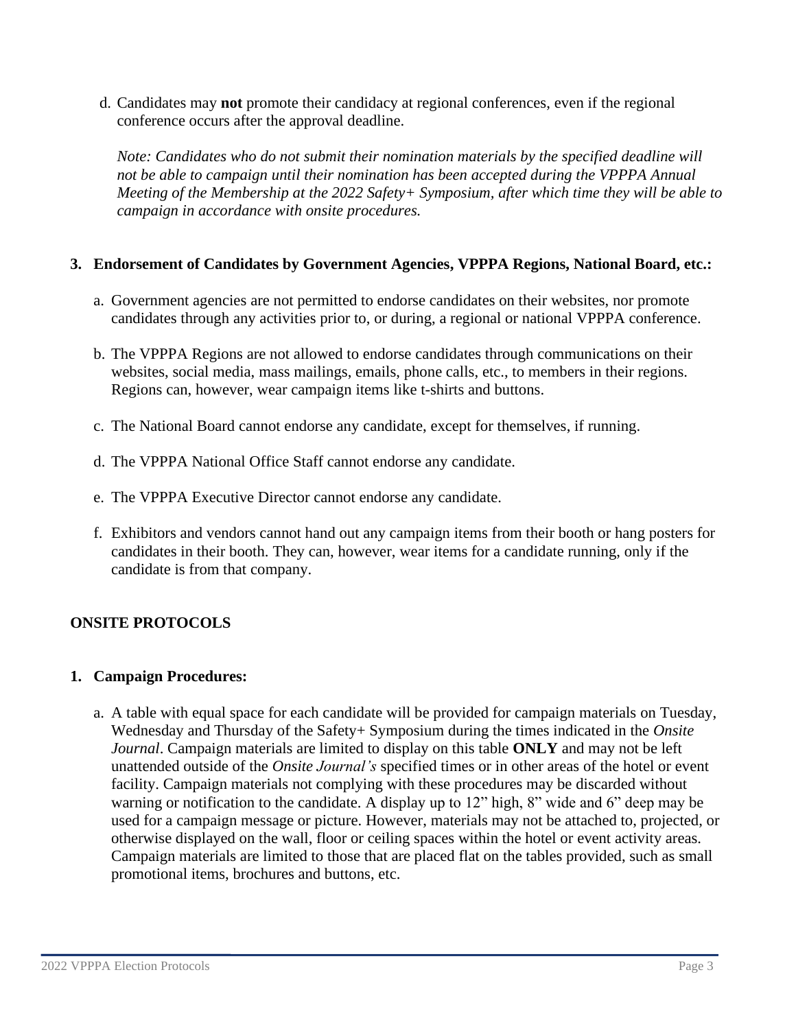d. Candidates may **not** promote their candidacy at regional conferences, even if the regional conference occurs after the approval deadline.

   *Note: Candidates who do not submit their nomination materials by the specified deadline will not be able to campaign until their nomination has been accepted during the VPPPA Annual Meeting of the Membership at the 2022 Safety+ Symposium, after which time they will be able to campaign in accordance with onsite procedures.*

**3. Endorsement of Candidates by Government Agencies, VPPPA Regions, National Board, etc.:**

a. Government agencies are not permitted to endorse candidates on their websites, nor promote candidates through any activities prior to, or during, a regional or national VPPPA conference.

b. The VPPPA Regions are not allowed to endorse candidates through communications on their websites, social media, mass mailings, emails, phone calls, etc., to members in their regions. Regions can, however, wear campaign items like t-shirts and buttons.

c. The National Board cannot endorse any candidate, except for themselves, if running.

d. The VPPPA National Office Staff cannot endorse any candidate.

e. The VPPPA Executive Director cannot endorse any candidate.

f. Exhibitors and vendors cannot hand out any campaign items from their booth or hang posters for candidates in their booth. They can, however, wear items for a candidate running, only if the candidate is from that company.

## ONSITE PROTOCOLS

**1. Campaign Procedures:**

a. A table with equal space for each candidate will be provided for campaign materials on Tuesday, Wednesday and Thursday of the Safety+ Symposium during the times indicated in the *Onsite Journal*. Campaign materials are limited to display on this table **ONLY** and may not be left unattended outside of the *Onsite Journal's* specified times or in other areas of the hotel or event facility. Campaign materials not complying with these procedures may be discarded without warning or notification to the candidate. A display up to 12" high, 8" wide and 6" deep may be used for a campaign message or picture. However, materials may not be attached to, projected, or otherwise displayed on the wall, floor or ceiling spaces within the hotel or event activity areas. Campaign materials are limited to those that are placed flat on the tables provided, such as small promotional items, brochures and buttons, etc.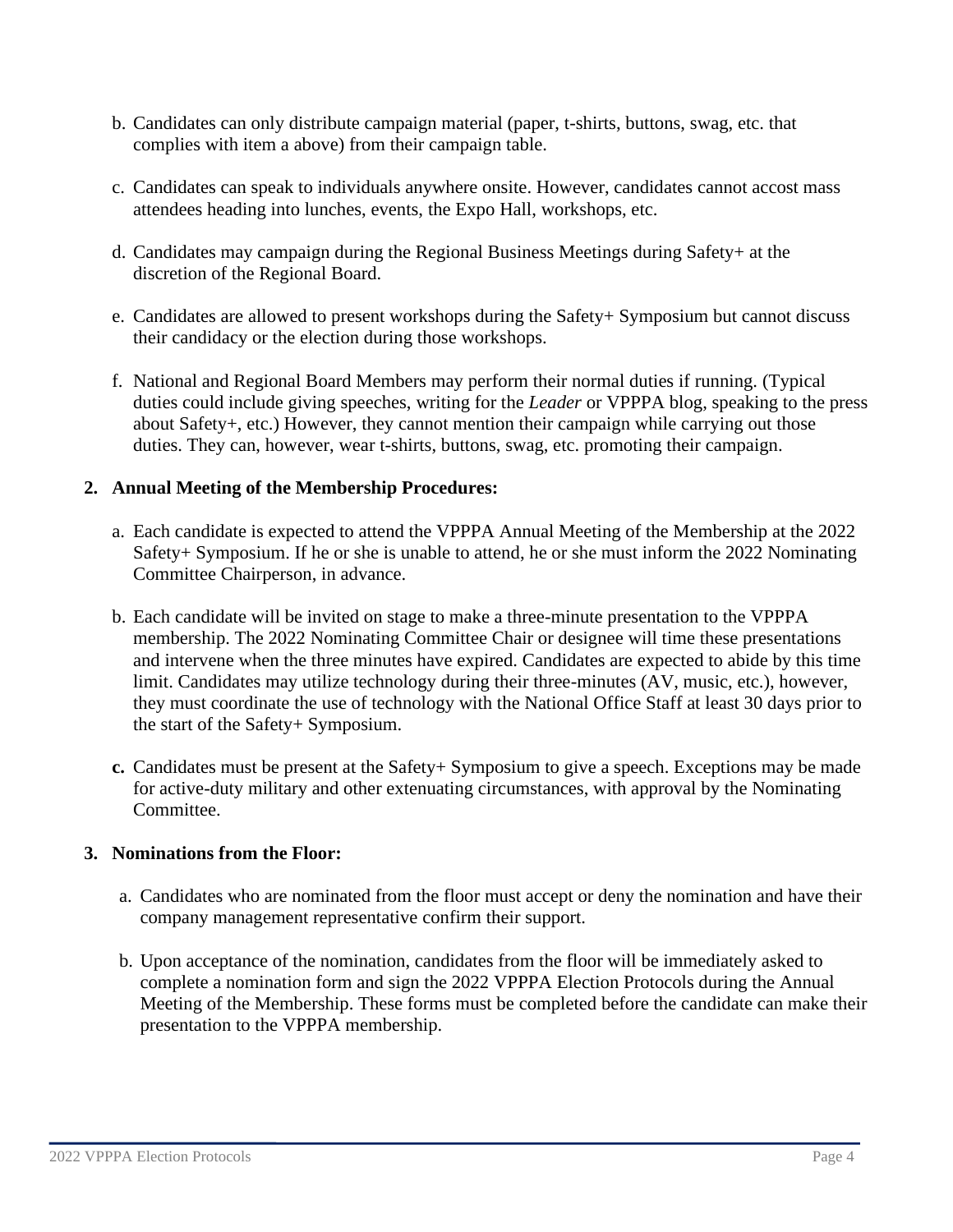b. Candidates can only distribute campaign material (paper, t-shirts, buttons, swag, etc. that complies with item a above) from their campaign table.

c. Candidates can speak to individuals anywhere onsite. However, candidates cannot accost mass attendees heading into lunches, events, the Expo Hall, workshops, etc.

d. Candidates may campaign during the Regional Business Meetings during Safety+ at the discretion of the Regional Board.

e. Candidates are allowed to present workshops during the Safety+ Symposium but cannot discuss their candidacy or the election during those workshops.

f. National and Regional Board Members may perform their normal duties if running. (Typical duties could include giving speeches, writing for the *Leader* or VPPPA blog, speaking to the press about Safety+, etc.) However, they cannot mention their campaign while carrying out those duties. They can, however, wear t-shirts, buttons, swag, etc. promoting their campaign.

**2. Annual Meeting of the Membership Procedures:**

a. Each candidate is expected to attend the VPPPA Annual Meeting of the Membership at the 2022 Safety+ Symposium. If he or she is unable to attend, he or she must inform the 2022 Nominating Committee Chairperson, in advance.

b. Each candidate will be invited on stage to make a three-minute presentation to the VPPPA membership. The 2022 Nominating Committee Chair or designee will time these presentations and intervene when the three minutes have expired. Candidates are expected to abide by this time limit. Candidates may utilize technology during their three-minutes (AV, music, etc.), however, they must coordinate the use of technology with the National Office Staff at least 30 days prior to the start of the Safety+ Symposium.

**c.** Candidates must be present at the Safety+ Symposium to give a speech. Exceptions may be made for active-duty military and other extenuating circumstances, with approval by the Nominating Committee.

**3. Nominations from the Floor:**

a. Candidates who are nominated from the floor must accept or deny the nomination and have their company management representative confirm their support.

b. Upon acceptance of the nomination, candidates from the floor will be immediately asked to complete a nomination form and sign the 2022 VPPPA Election Protocols during the Annual Meeting of the Membership. These forms must be completed before the candidate can make their presentation to the VPPPA membership.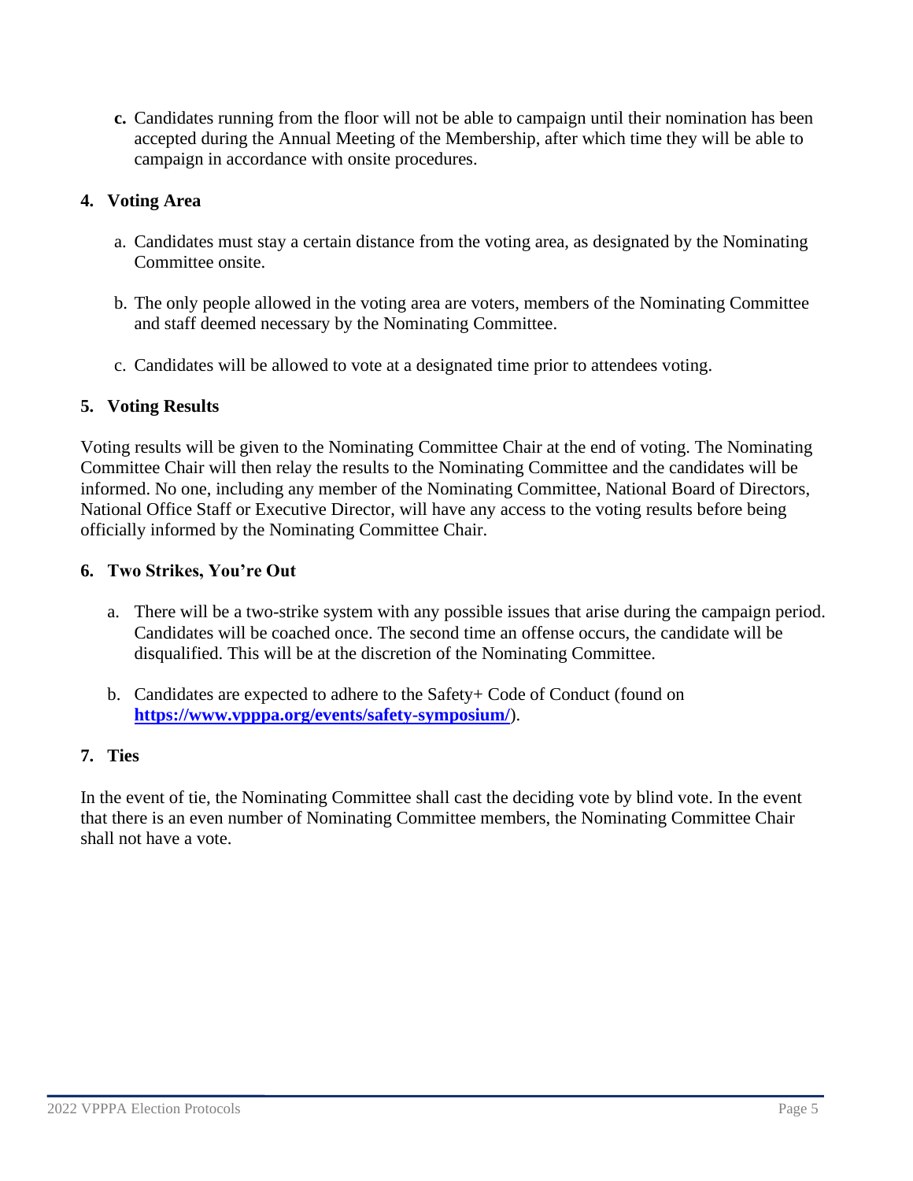**c.** Candidates running from the floor will not be able to campaign until their nomination has been accepted during the Annual Meeting of the Membership, after which time they will be able to campaign in accordance with onsite procedures.

### 4. Voting Area

a. Candidates must stay a certain distance from the voting area, as designated by the Nominating Committee onsite.

b. The only people allowed in the voting area are voters, members of the Nominating Committee and staff deemed necessary by the Nominating Committee.

c. Candidates will be allowed to vote at a designated time prior to attendees voting.

### 5. Voting Results

Voting results will be given to the Nominating Committee Chair at the end of voting. The Nominating Committee Chair will then relay the results to the Nominating Committee and the candidates will be informed. No one, including any member of the Nominating Committee, National Board of Directors, National Office Staff or Executive Director, will have any access to the voting results before being officially informed by the Nominating Committee Chair.

### 6. Two Strikes, You're Out

a. There will be a two-strike system with any possible issues that arise during the campaign period. Candidates will be coached once. The second time an offense occurs, the candidate will be disqualified. This will be at the discretion of the Nominating Committee.

b. Candidates are expected to adhere to the Safety+ Code of Conduct (found on **https://www.vpppa.org/events/safety-symposium/**).

### 7. Ties

In the event of tie, the Nominating Committee shall cast the deciding vote by blind vote. In the event that there is an even number of Nominating Committee members, the Nominating Committee Chair shall not have a vote.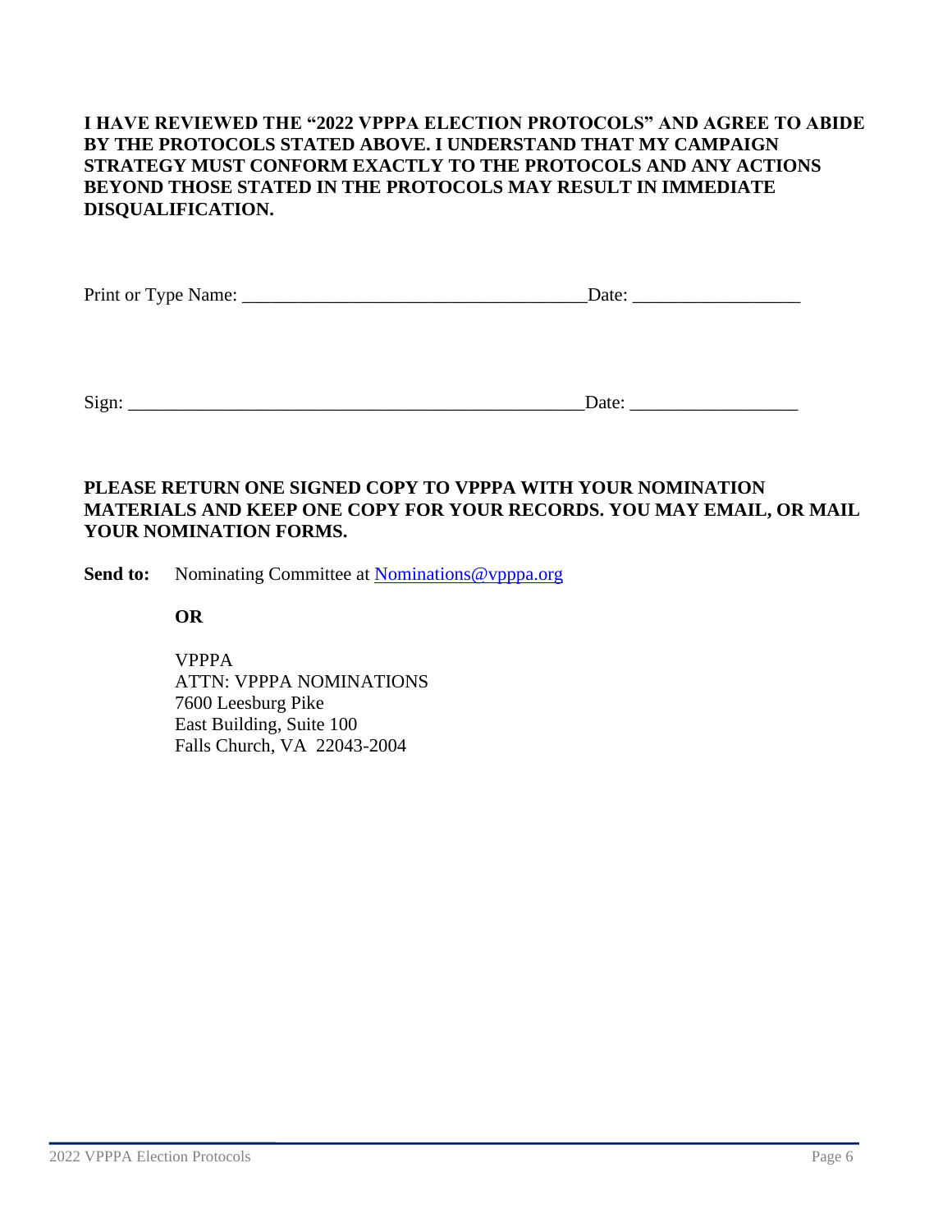**I HAVE REVIEWED THE "2022 VPPPA ELECTION PROTOCOLS" AND AGREE TO ABIDE BY THE PROTOCOLS STATED ABOVE. I UNDERSTAND THAT MY CAMPAIGN STRATEGY MUST CONFORM EXACTLY TO THE PROTOCOLS AND ANY ACTIONS BEYOND THOSE STATED IN THE PROTOCOLS MAY RESULT IN IMMEDIATE DISQUALIFICATION.**

Print or Type Name: ____________________________________Date: __________________

Sign: __________________________________________________Date: __________________

**PLEASE RETURN ONE SIGNED COPY TO VPPPA WITH YOUR NOMINATION MATERIALS AND KEEP ONE COPY FOR YOUR RECORDS. YOU MAY EMAIL, OR MAIL YOUR NOMINATION FORMS.**

**Send to:** Nominating Committee at Nominations@vpppa.org

**OR**

VPPPA
ATTN: VPPPA NOMINATIONS
7600 Leesburg Pike
East Building, Suite 100
Falls Church, VA 22043-2004